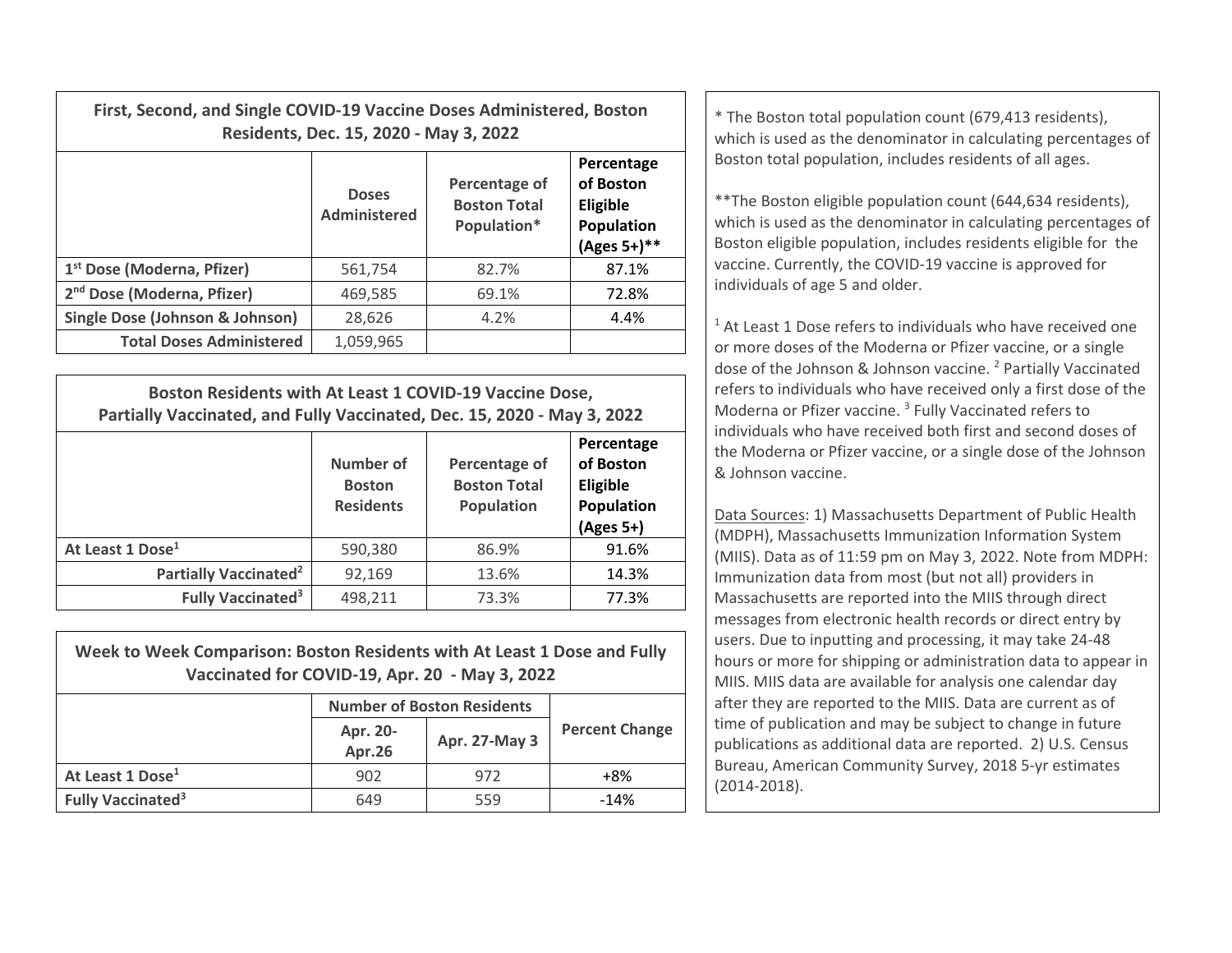| First, Second, and Single COVID-19 Vaccine Doses Administered, Boston Residents, Dec. 15, 2020 - May 3, 2022 | | | |
|---|---|---|---|
| | **Doses Administered** | **Percentage of Boston Total Population*** | **Percentage of Boston Eligible Population (Ages 5+)**** |
| **1st Dose (Moderna, Pfizer)** | 561,754 | 82.7% | 87.1% |
| **2nd Dose (Moderna, Pfizer)** | 469,585 | 69.1% | 72.8% |
| **Single Dose (Johnson & Johnson)** | 28,626 | 4.2% | 4.4% |
| **Total Doses Administered** | 1,059,965 | | |

| Boston Residents with At Least 1 COVID-19 Vaccine Dose, Partially Vaccinated, and Fully Vaccinated, Dec. 15, 2020 - May 3, 2022 | | | |
|---|---|---|---|
| | **Number of Boston Residents** | **Percentage of Boston Total Population** | **Percentage of Boston Eligible Population (Ages 5+)** |
| **At Least 1 Dose[1]** | 590,380 | 86.9% | 91.6% |
| **Partially Vaccinated[2]** | 92,169 | 13.6% | 14.3% |
| **Fully Vaccinated[3]** | 498,211 | 73.3% | 77.3% |

| Week to Week Comparison: Boston Residents with At Least 1 Dose and Fully Vaccinated for COVID-19, Apr. 20 - May 3, 2022 | | | |
|---|---|---|---|
| | **Number of Boston Residents** | | **Percent Change** |
| | **Apr. 20-Apr.26** | **Apr. 27-May 3** | |
| **At Least 1 Dose[1]** | 902 | 972 | +8% |
| **Fully Vaccinated[3]** | 649 | 559 | -14% |

* The Boston total population count (679,413 residents), which is used as the denominator in calculating percentages of Boston total population, includes residents of all ages.

**The Boston eligible population count (644,634 residents), which is used as the denominator in calculating percentages of Boston eligible population, includes residents eligible for the vaccine. Currently, the COVID-19 vaccine is approved for individuals of age 5 and older.

[1] At Least 1 Dose refers to individuals who have received one or more doses of the Moderna or Pfizer vaccine, or a single dose of the Johnson & Johnson vaccine. [2] Partially Vaccinated refers to individuals who have received only a first dose of the Moderna or Pfizer vaccine. [3] Fully Vaccinated refers to individuals who have received both first and second doses of the Moderna or Pfizer vaccine, or a single dose of the Johnson & Johnson vaccine.

Data Sources: 1) Massachusetts Department of Public Health (MDPH), Massachusetts Immunization Information System (MIIS). Data as of 11:59 pm on May 3, 2022. Note from MDPH: Immunization data from most (but not all) providers in Massachusetts are reported into the MIIS through direct messages from electronic health records or direct entry by users. Due to inputting and processing, it may take 24-48 hours or more for shipping or administration data to appear in MIIS. MIIS data are available for analysis one calendar day after they are reported to the MIIS. Data are current as of time of publication and may be subject to change in future publications as additional data are reported. 2) U.S. Census Bureau, American Community Survey, 2018 5-yr estimates (2014-2018).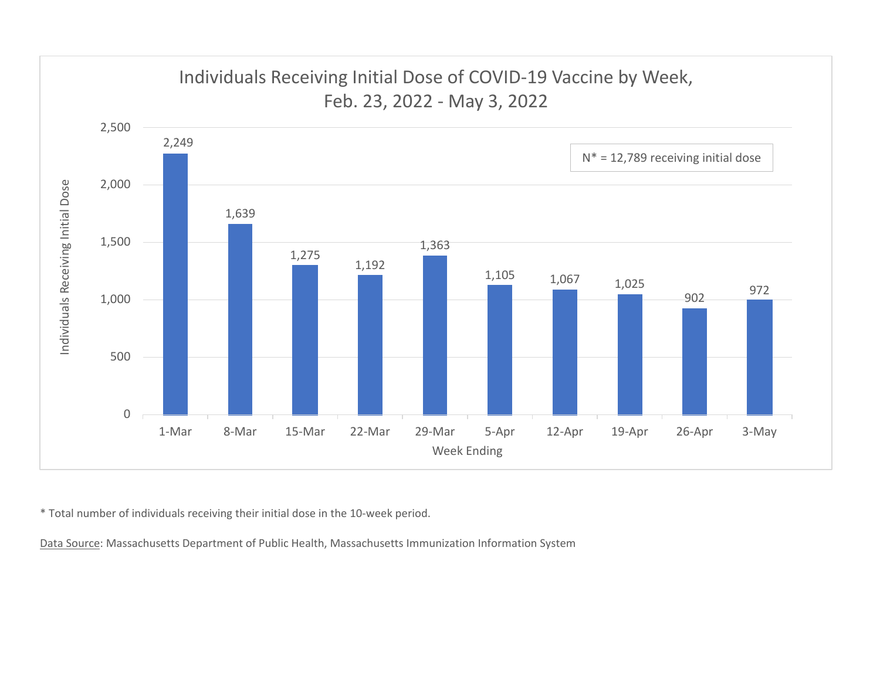## Individuals Receiving Initial Dose of COVID-19 Vaccine by Week, Feb. 23, 2022 - May 3, 2022

N* = 12,789 receiving initial dose

| Week Ending | Individuals Receiving Initial Dose |
|---|---|
| 1-Mar | 2,249 |
| 8-Mar | 1,639 |
| 15-Mar | 1,275 |
| 22-Mar | 1,192 |
| 29-Mar | 1,363 |
| 5-Apr | 1,105 |
| 12-Apr | 1,067 |
| 19-Apr | 1,025 |
| 26-Apr | 902 |
| 3-May | 972 |

* Total number of individuals receiving their initial dose in the 10-week period.

Data Source: Massachusetts Department of Public Health, Massachusetts Immunization Information System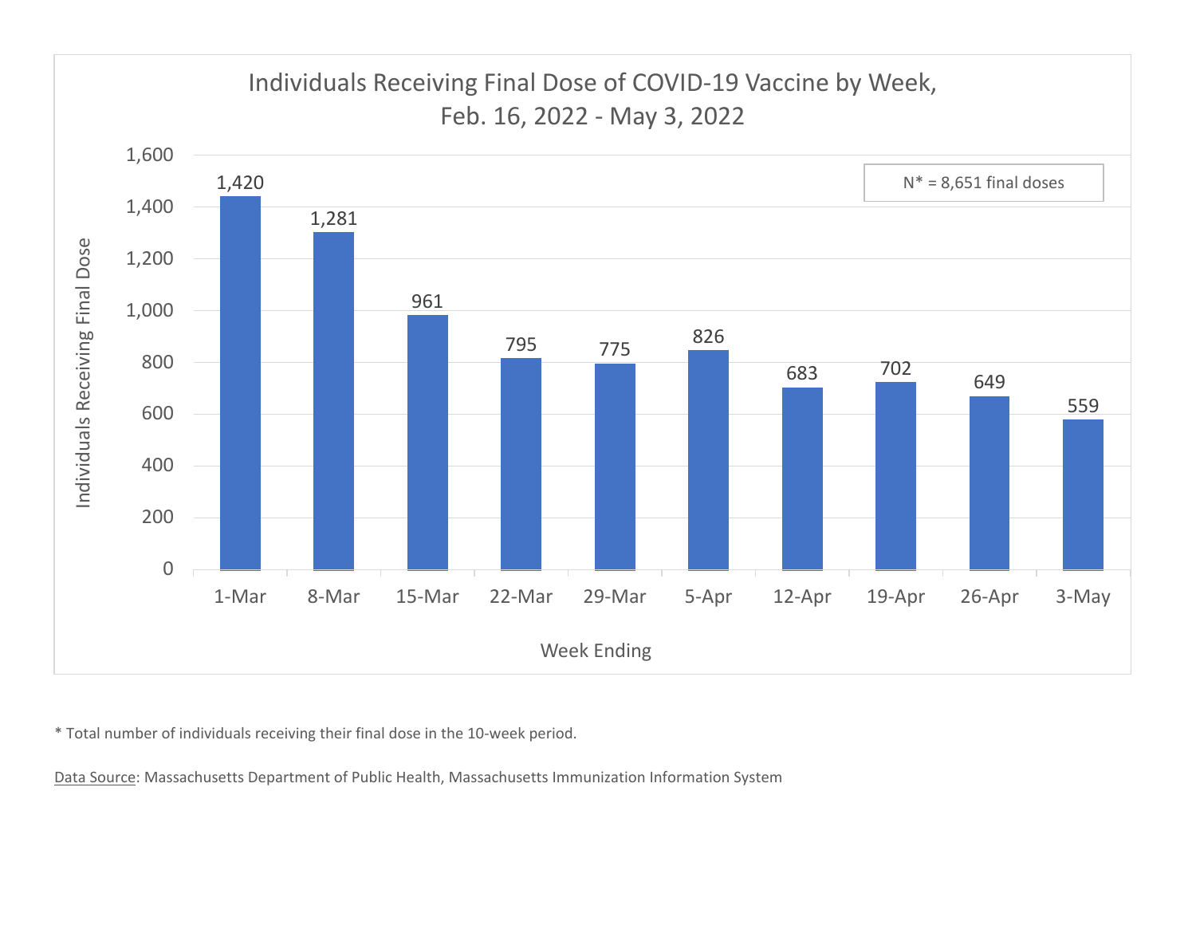## Individuals Receiving Final Dose of COVID-19 Vaccine by Week, Feb. 16, 2022 - May 3, 2022

N* = 8,651 final doses

| Week Ending | Individuals Receiving Final Dose |
|---|---|
| 1-Mar | 1,420 |
| 8-Mar | 1,281 |
| 15-Mar | 961 |
| 22-Mar | 795 |
| 29-Mar | 775 |
| 5-Apr | 826 |
| 12-Apr | 683 |
| 19-Apr | 702 |
| 26-Apr | 649 |
| 3-May | 559 |

* Total number of individuals receiving their final dose in the 10-week period.

Data Source: Massachusetts Department of Public Health, Massachusetts Immunization Information System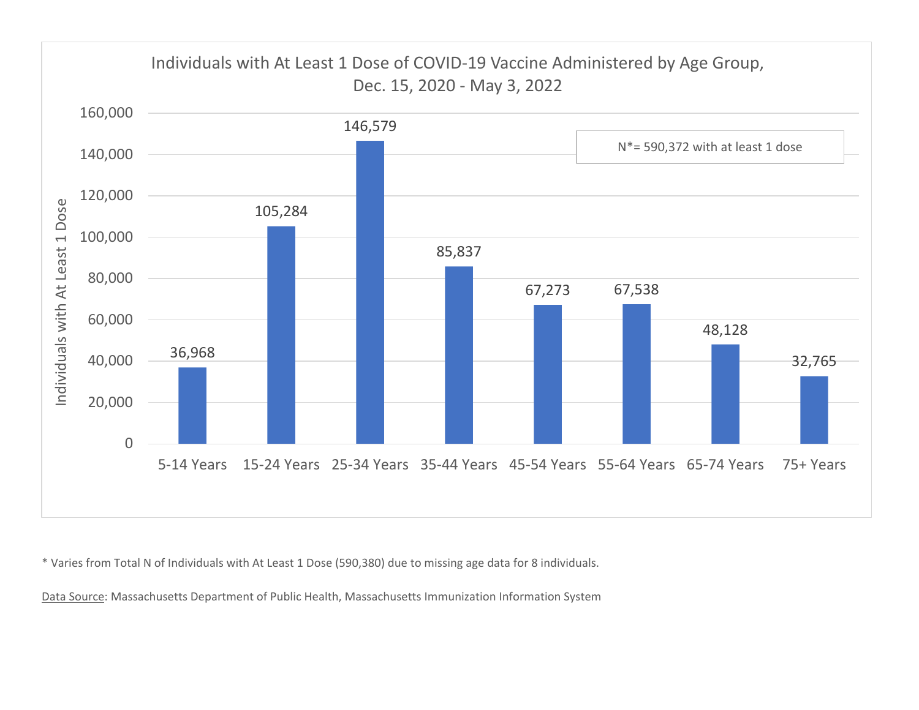**Individuals with At Least 1 Dose of COVID-19 Vaccine Administered by Age Group, Dec. 15, 2020 - May 3, 2022**

N*= 590,372 with at least 1 dose

| Age Group | Individuals with At Least 1 Dose |
| --- | --- |
| 5-14 Years | 36,968 |
| 15-24 Years | 105,284 |
| 25-34 Years | 146,579 |
| 35-44 Years | 85,837 |
| 45-54 Years | 67,273 |
| 55-64 Years | 67,538 |
| 65-74 Years | 48,128 |
| 75+ Years | 32,765 |

* Varies from Total N of Individuals with At Least 1 Dose (590,380) due to missing age data for 8 individuals.

Data Source: Massachusetts Department of Public Health, Massachusetts Immunization Information System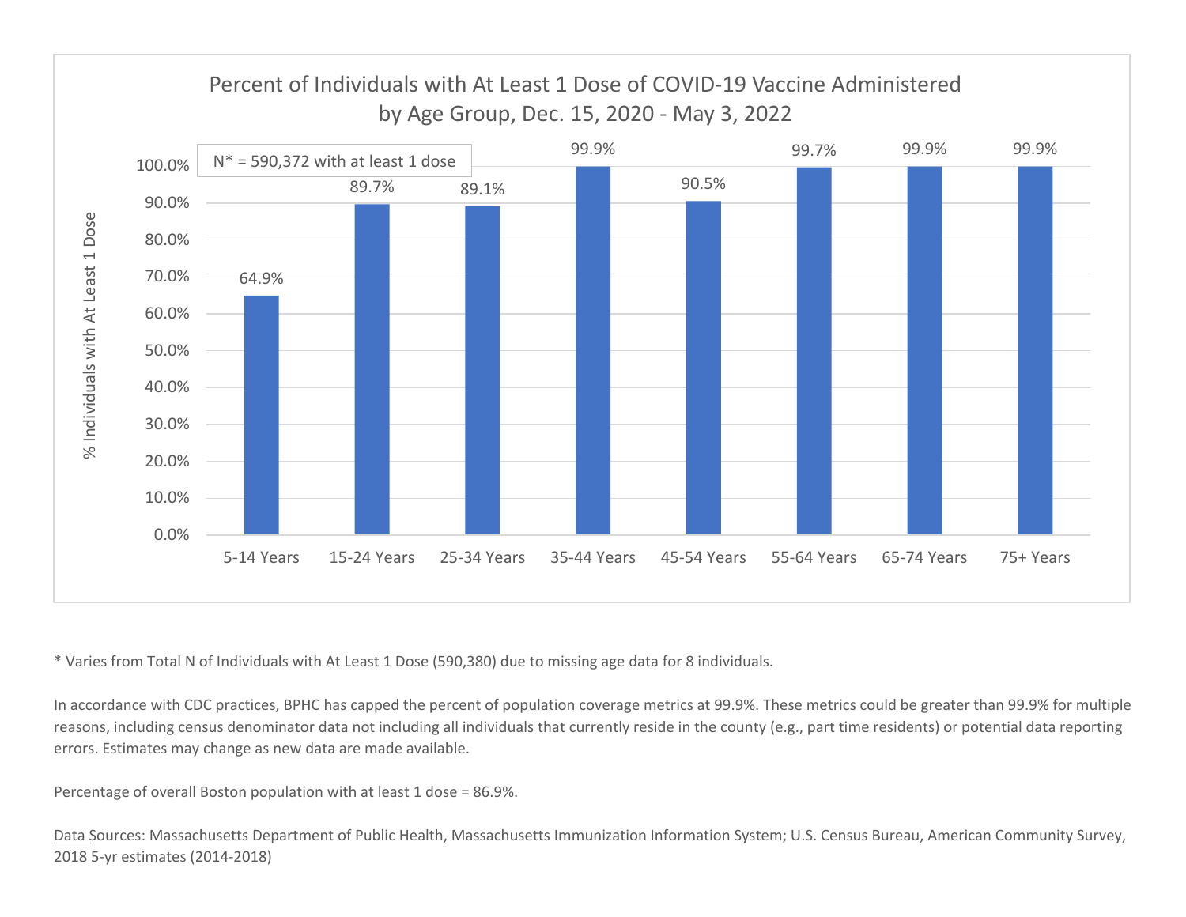## Percent of Individuals with At Least 1 Dose of COVID-19 Vaccine Administered by Age Group, Dec. 15, 2020 - May 3, 2022

N* = 590,372 with at least 1 dose

| Age Group | % Individuals with At Least 1 Dose |
|---|---|
| 5-14 Years | 64.9% |
| 15-24 Years | 89.7% |
| 25-34 Years | 89.1% |
| 35-44 Years | 99.9% |
| 45-54 Years | 90.5% |
| 55-64 Years | 99.7% |
| 65-74 Years | 99.9% |
| 75+ Years | 99.9% |

* Varies from Total N of Individuals with At Least 1 Dose (590,380) due to missing age data for 8 individuals.

In accordance with CDC practices, BPHC has capped the percent of population coverage metrics at 99.9%. These metrics could be greater than 99.9% for multiple reasons, including census denominator data not including all individuals that currently reside in the county (e.g., part time residents) or potential data reporting errors. Estimates may change as new data are made available.

Percentage of overall Boston population with at least 1 dose = 86.9%.

Data Sources: Massachusetts Department of Public Health, Massachusetts Immunization Information System; U.S. Census Bureau, American Community Survey, 2018 5-yr estimates (2014-2018)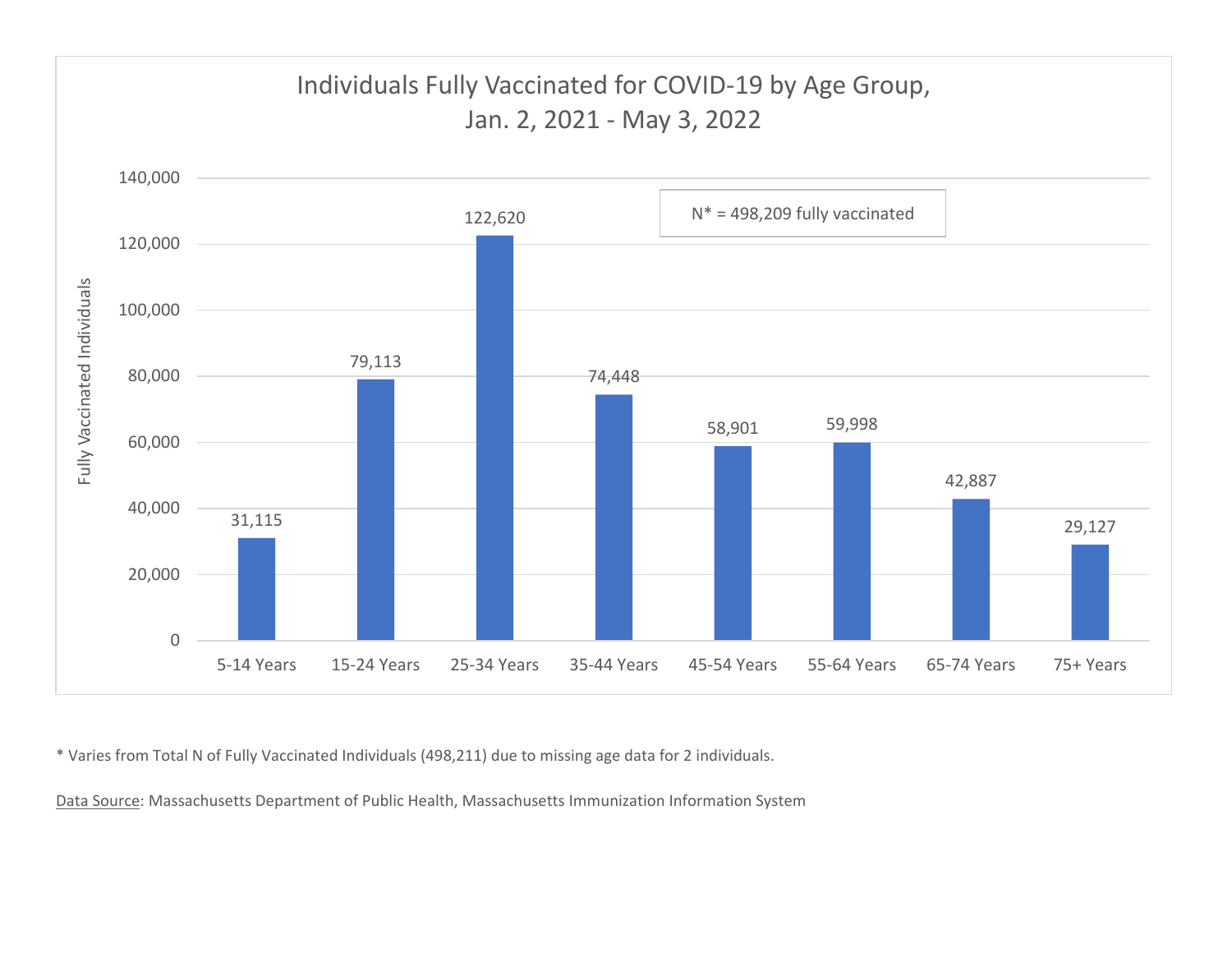## Individuals Fully Vaccinated for COVID-19 by Age Group, Jan. 2, 2021 - May 3, 2022

N* = 498,209 fully vaccinated

| Age Group | Fully Vaccinated Individuals |
|---|---|
| 5-14 Years | 31,115 |
| 15-24 Years | 79,113 |
| 25-34 Years | 122,620 |
| 35-44 Years | 74,448 |
| 45-54 Years | 58,901 |
| 55-64 Years | 59,998 |
| 65-74 Years | 42,887 |
| 75+ Years | 29,127 |

* Varies from Total N of Fully Vaccinated Individuals (498,211) due to missing age data for 2 individuals.

Data Source: Massachusetts Department of Public Health, Massachusetts Immunization Information System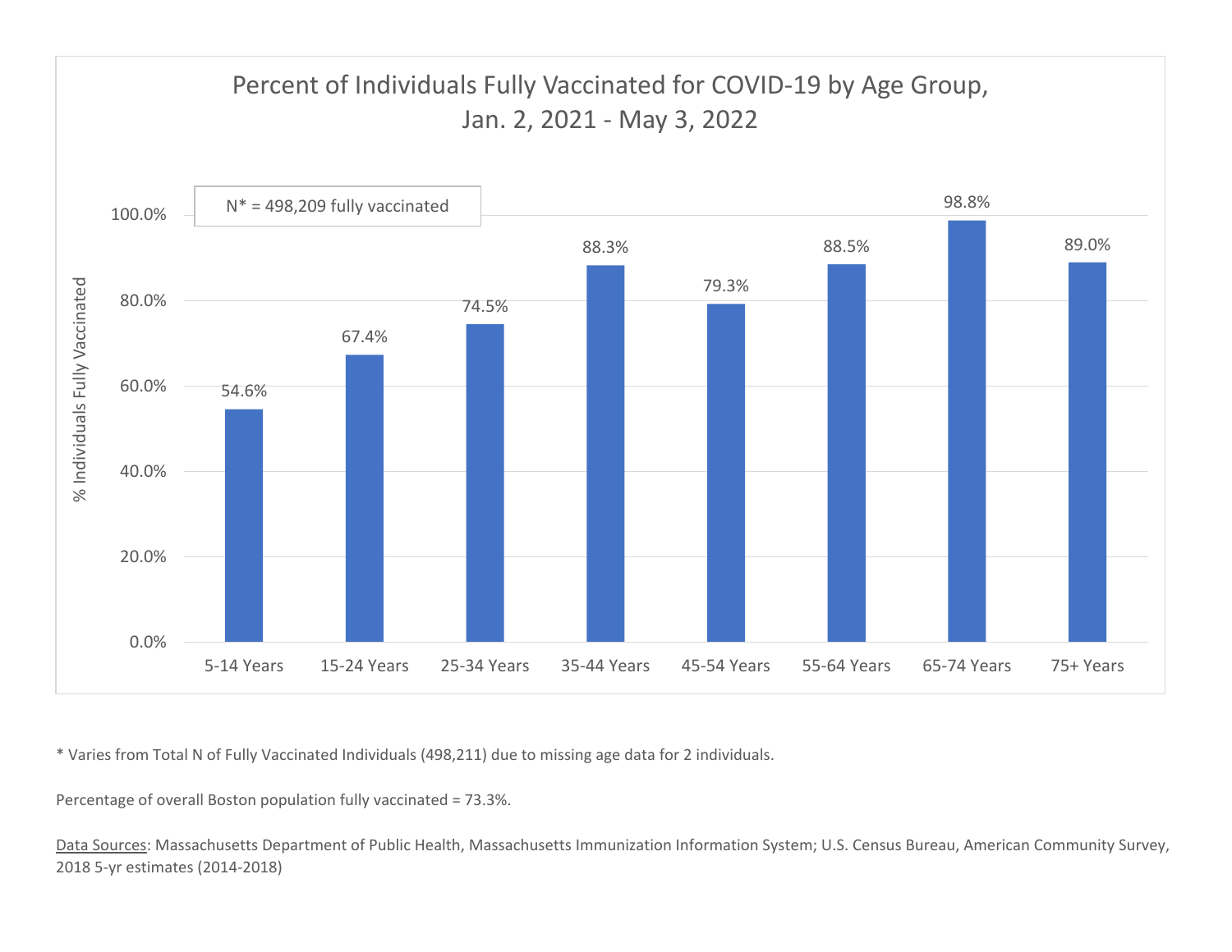## Percent of Individuals Fully Vaccinated for COVID-19 by Age Group, Jan. 2, 2021 - May 3, 2022

N* = 498,209 fully vaccinated

| Age Group | % Individuals Fully Vaccinated |
|---|---|
| 5-14 Years | 54.6% |
| 15-24 Years | 67.4% |
| 25-34 Years | 74.5% |
| 35-44 Years | 88.3% |
| 45-54 Years | 79.3% |
| 55-64 Years | 88.5% |
| 65-74 Years | 98.8% |
| 75+ Years | 89.0% |

* Varies from Total N of Fully Vaccinated Individuals (498,211) due to missing age data for 2 individuals.

Percentage of overall Boston population fully vaccinated = 73.3%.

Data Sources: Massachusetts Department of Public Health, Massachusetts Immunization Information System; U.S. Census Bureau, American Community Survey, 2018 5-yr estimates (2014-2018)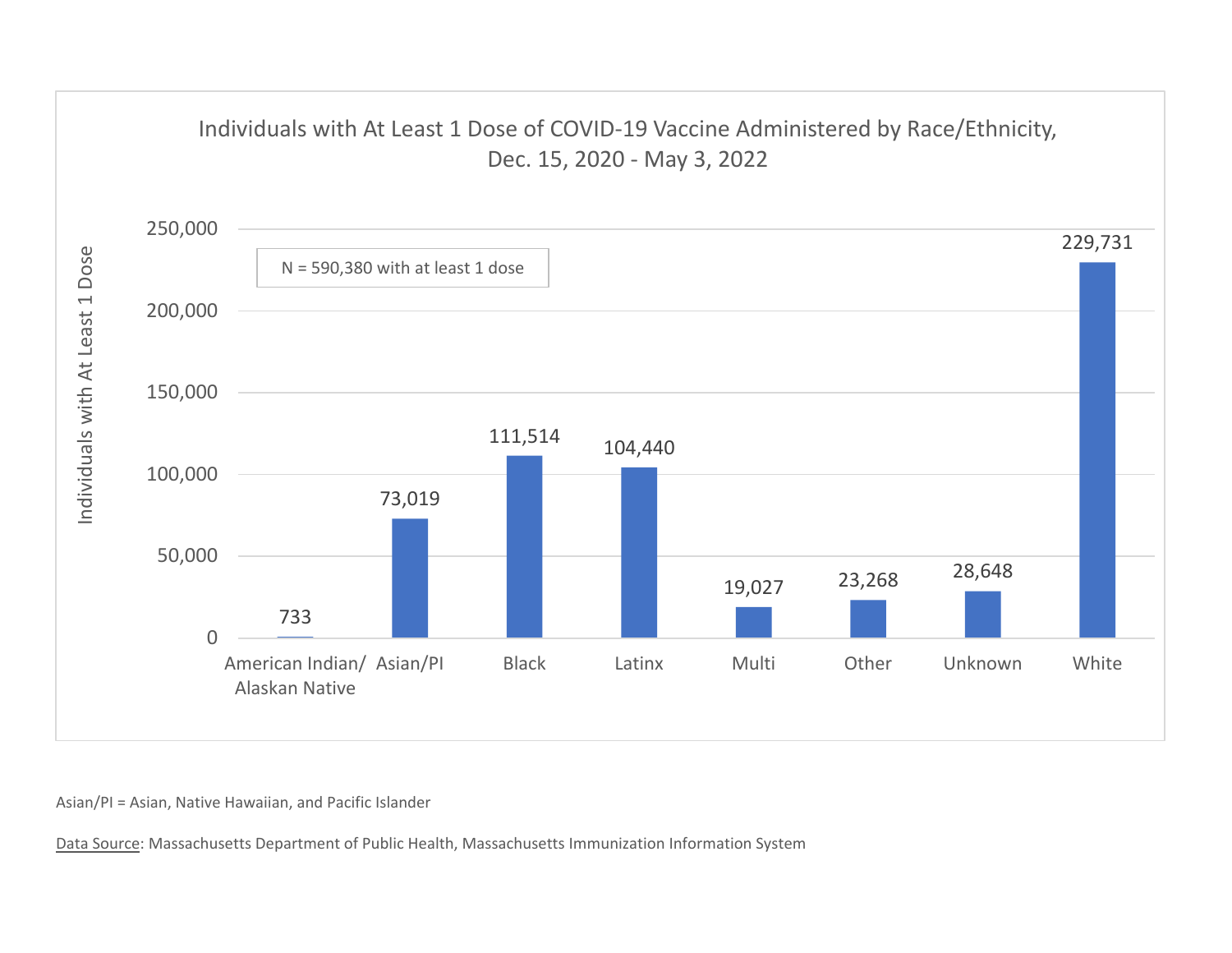## Individuals with At Least 1 Dose of COVID-19 Vaccine Administered by Race/Ethnicity, Dec. 15, 2020 - May 3, 2022

N = 590,380 with at least 1 dose

| Race/Ethnicity | Individuals with At Least 1 Dose |
| --- | --- |
| American Indian/ Alaskan Native | 733 |
| Asian/PI | 73,019 |
| Black | 111,514 |
| Latinx | 104,440 |
| Multi | 19,027 |
| Other | 23,268 |
| Unknown | 28,648 |
| White | 229,731 |

Asian/PI = Asian, Native Hawaiian, and Pacific Islander

Data Source: Massachusetts Department of Public Health, Massachusetts Immunization Information System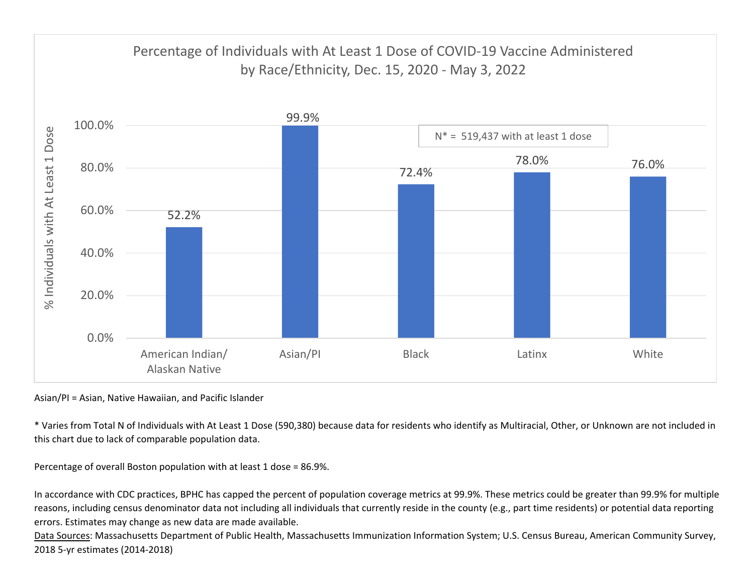## Percentage of Individuals with At Least 1 Dose of COVID-19 Vaccine Administered by Race/Ethnicity, Dec. 15, 2020 - May 3, 2022

N* = 519,437 with at least 1 dose

| Race/Ethnicity | % Individuals with At Least 1 Dose |
| --- | --- |
| American Indian/ Alaskan Native | 52.2% |
| Asian/PI | 99.9% |
| Black | 72.4% |
| Latinx | 78.0% |
| White | 76.0% |

Asian/PI = Asian, Native Hawaiian, and Pacific Islander

* Varies from Total N of Individuals with At Least 1 Dose (590,380) because data for residents who identify as Multiracial, Other, or Unknown are not included in this chart due to lack of comparable population data.

Percentage of overall Boston population with at least 1 dose = 86.9%.

In accordance with CDC practices, BPHC has capped the percent of population coverage metrics at 99.9%. These metrics could be greater than 99.9% for multiple reasons, including census denominator data not including all individuals that currently reside in the county (e.g., part time residents) or potential data reporting errors. Estimates may change as new data are made available.

Data Sources: Massachusetts Department of Public Health, Massachusetts Immunization Information System; U.S. Census Bureau, American Community Survey, 2018 5-yr estimates (2014-2018)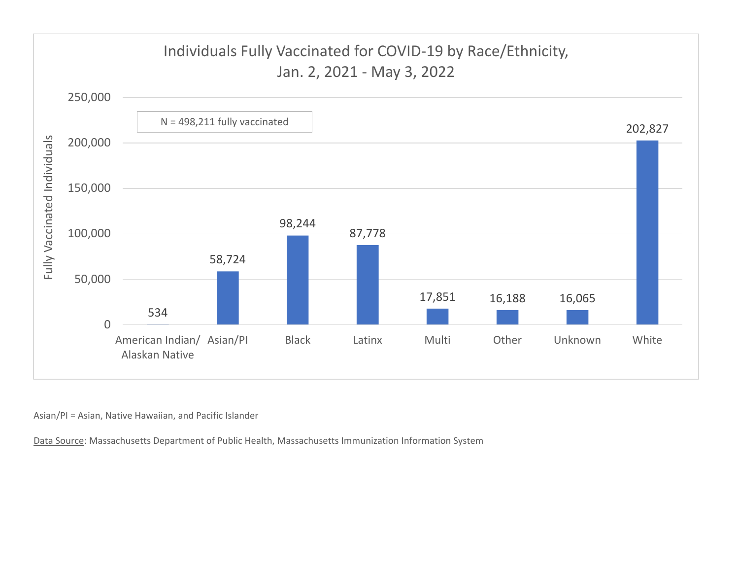## Individuals Fully Vaccinated for COVID-19 by Race/Ethnicity, Jan. 2, 2021 - May 3, 2022

N = 498,211 fully vaccinated

| Race/Ethnicity | Fully Vaccinated Individuals |
| --- | --- |
| American Indian/ Alaskan Native | 534 |
| Asian/PI | 58,724 |
| Black | 98,244 |
| Latinx | 87,778 |
| Multi | 17,851 |
| Other | 16,188 |
| Unknown | 16,065 |
| White | 202,827 |

Asian/PI = Asian, Native Hawaiian, and Pacific Islander

Data Source: Massachusetts Department of Public Health, Massachusetts Immunization Information System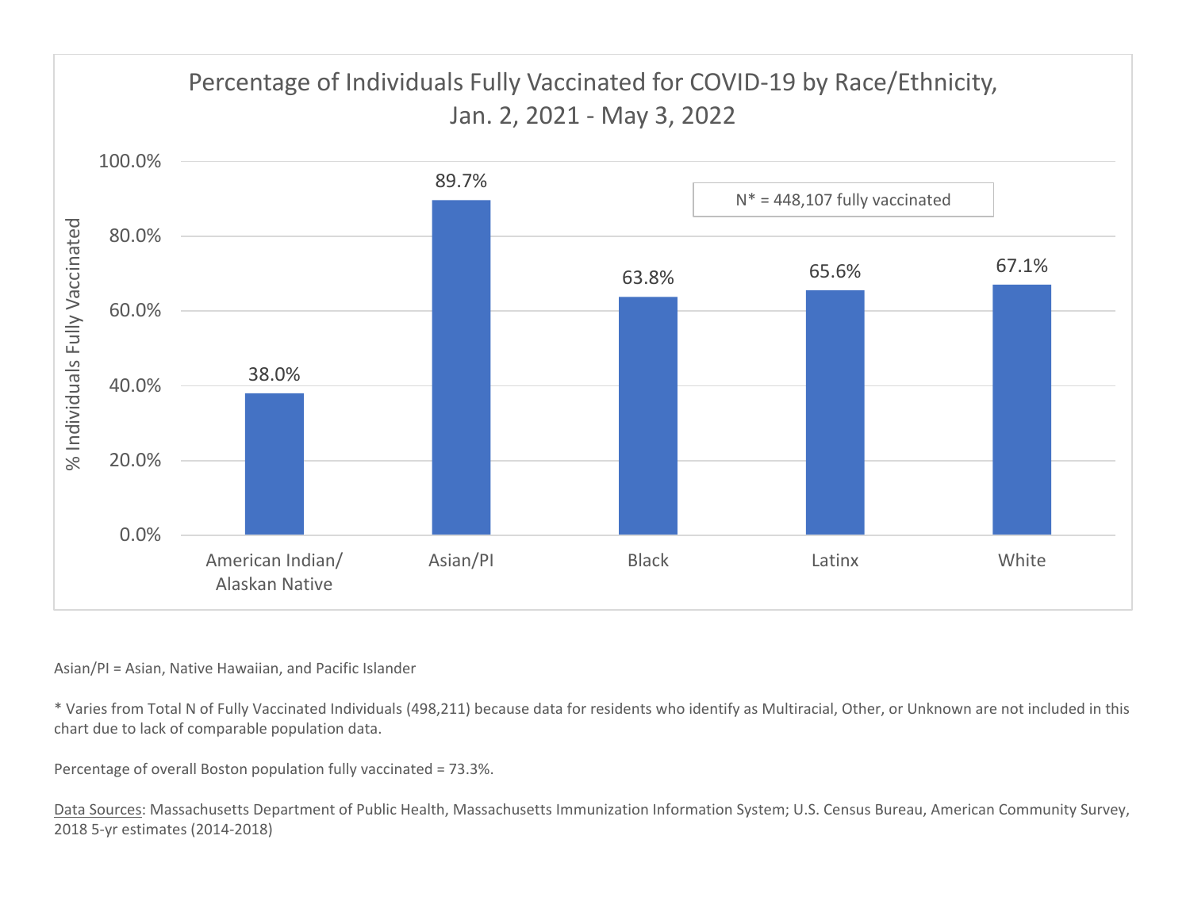## Percentage of Individuals Fully Vaccinated for COVID-19 by Race/Ethnicity, Jan. 2, 2021 - May 3, 2022

N* = 448,107 fully vaccinated

| Race/Ethnicity | % Individuals Fully Vaccinated |
|---|---|
| American Indian/ Alaskan Native | 38.0% |
| Asian/PI | 89.7% |
| Black | 63.8% |
| Latinx | 65.6% |
| White | 67.1% |

Asian/PI = Asian, Native Hawaiian, and Pacific Islander

* Varies from Total N of Fully Vaccinated Individuals (498,211) because data for residents who identify as Multiracial, Other, or Unknown are not included in this chart due to lack of comparable population data.

Percentage of overall Boston population fully vaccinated = 73.3%.

Data Sources: Massachusetts Department of Public Health, Massachusetts Immunization Information System; U.S. Census Bureau, American Community Survey, 2018 5-yr estimates (2014-2018)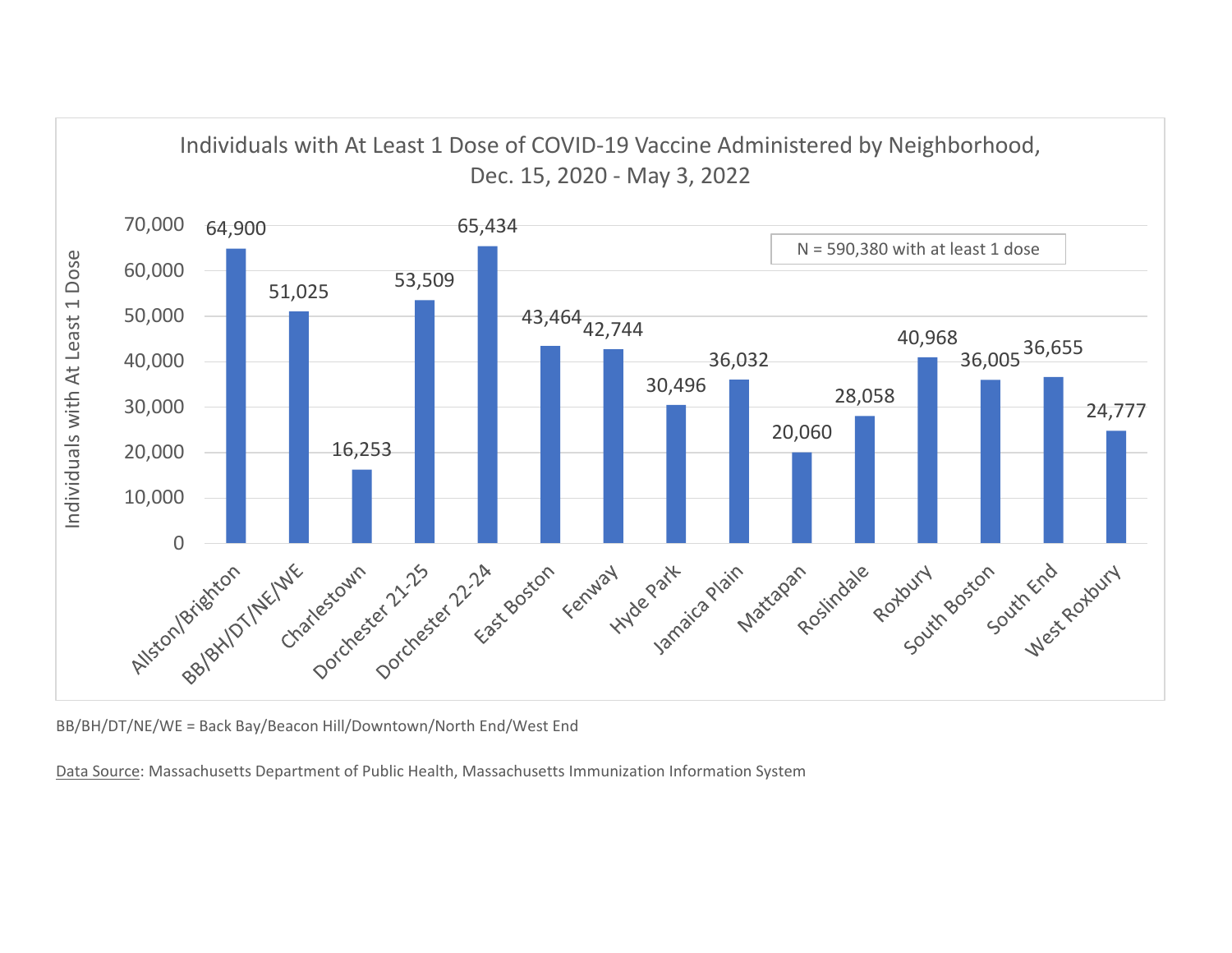## Individuals with At Least 1 Dose of COVID-19 Vaccine Administered by Neighborhood, Dec. 15, 2020 - May 3, 2022

N = 590,380 with at least 1 dose

| Neighborhood | Individuals with At Least 1 Dose |
|---|---|
| Allston/Brighton | 64,900 |
| BB/BH/DT/NE/WE | 51,025 |
| Charlestown | 16,253 |
| Dorchester 21-25 | 53,509 |
| Dorchester 22-24 | 65,434 |
| East Boston | 43,464 |
| Fenway | 42,744 |
| Hyde Park | 30,496 |
| Jamaica Plain | 36,032 |
| Mattapan | 20,060 |
| Roslindale | 28,058 |
| Roxbury | 40,968 |
| South Boston | 36,005 |
| South End | 36,655 |
| West Roxbury | 24,777 |

BB/BH/DT/NE/WE = Back Bay/Beacon Hill/Downtown/North End/West End

Data Source: Massachusetts Department of Public Health, Massachusetts Immunization Information System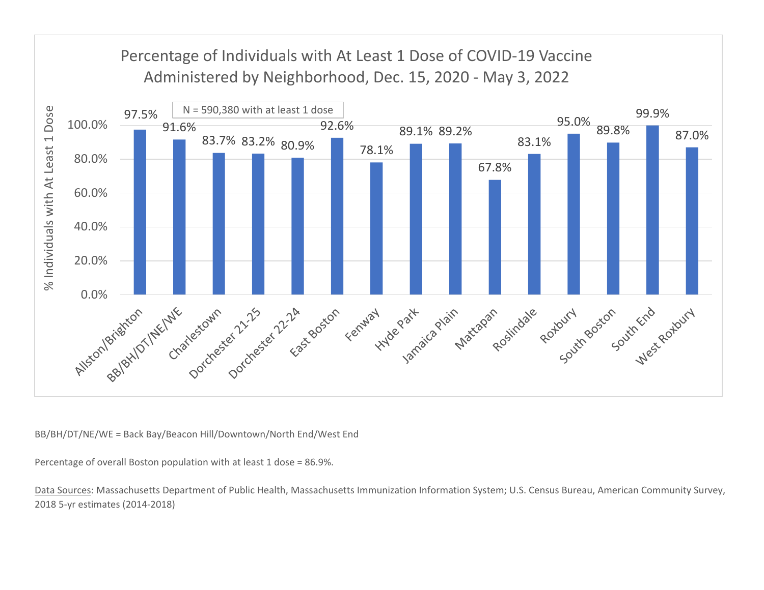## Percentage of Individuals with At Least 1 Dose of COVID-19 Vaccine Administered by Neighborhood, Dec. 15, 2020 - May 3, 2022

N = 590,380 with at least 1 dose

| Neighborhood | % Individuals with At Least 1 Dose |
| --- | --- |
| Allston/Brighton | 97.5% |
| BB/BH/DT/NE/WE | 91.6% |
| Charlestown | 83.7% |
| Dorchester 21-25 | 83.2% |
| Dorchester 22-24 | 80.9% |
| East Boston | 92.6% |
| Fenway | 78.1% |
| Hyde Park | 89.1% |
| Jamaica Plain | 89.2% |
| Mattapan | 67.8% |
| Roslindale | 83.1% |
| Roxbury | 95.0% |
| South Boston | 89.8% |
| South End | 99.9% |
| West Roxbury | 87.0% |

BB/BH/DT/NE/WE = Back Bay/Beacon Hill/Downtown/North End/West End

Percentage of overall Boston population with at least 1 dose = 86.9%.

Data Sources: Massachusetts Department of Public Health, Massachusetts Immunization Information System; U.S. Census Bureau, American Community Survey, 2018 5-yr estimates (2014-2018)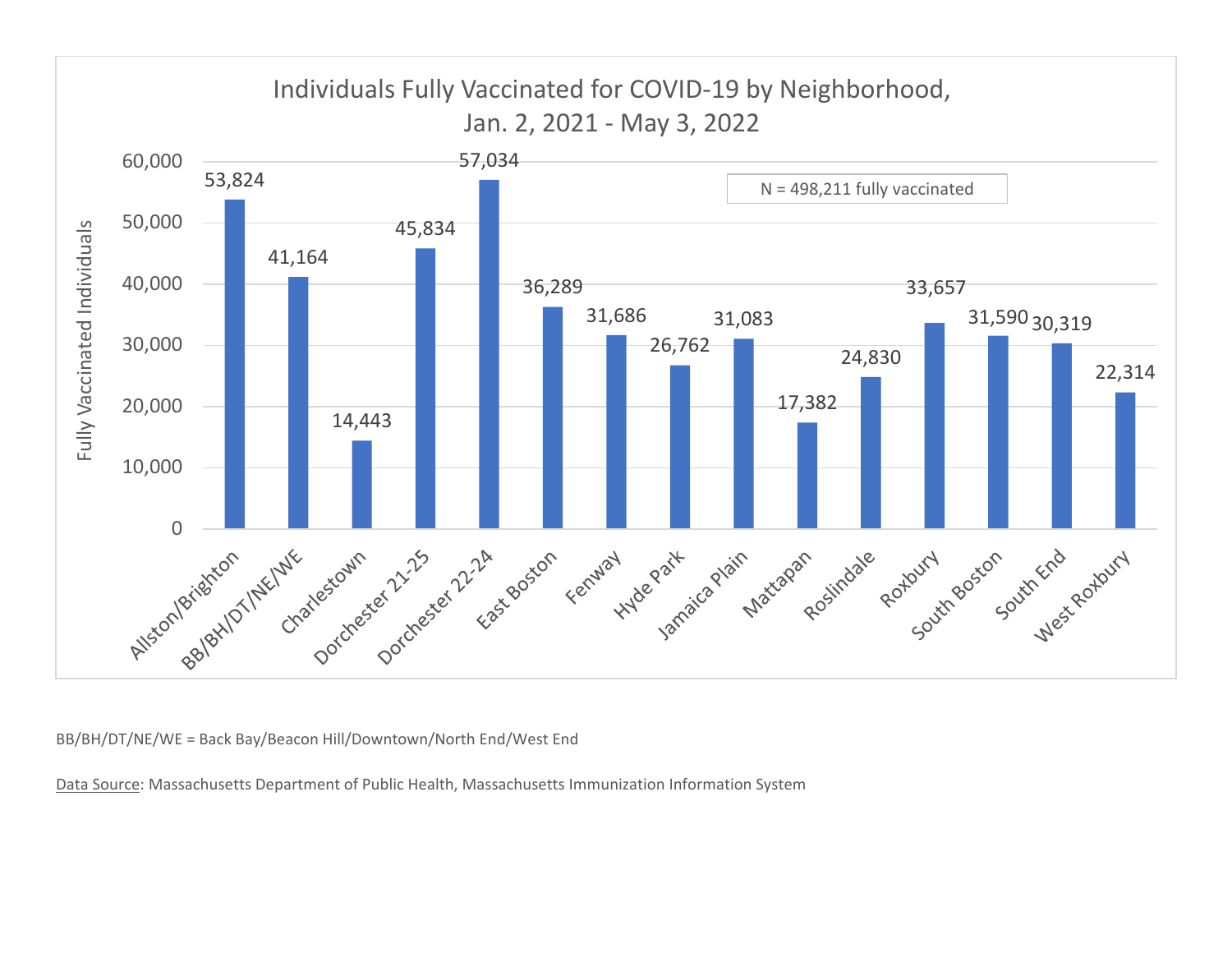## Individuals Fully Vaccinated for COVID-19 by Neighborhood, Jan. 2, 2021 - May 3, 2022

N = 498,211 fully vaccinated

| Neighborhood | Fully Vaccinated Individuals |
| --- | --- |
| Allston/Brighton | 53,824 |
| BB/BH/DT/NE/WE | 41,164 |
| Charlestown | 14,443 |
| Dorchester 21-25 | 45,834 |
| Dorchester 22-24 | 57,034 |
| East Boston | 36,289 |
| Fenway | 31,686 |
| Hyde Park | 26,762 |
| Jamaica Plain | 31,083 |
| Mattapan | 17,382 |
| Roslindale | 24,830 |
| Roxbury | 33,657 |
| South Boston | 31,590 |
| South End | 30,319 |
| West Roxbury | 22,314 |

BB/BH/DT/NE/WE = Back Bay/Beacon Hill/Downtown/North End/West End

Data Source: Massachusetts Department of Public Health, Massachusetts Immunization Information System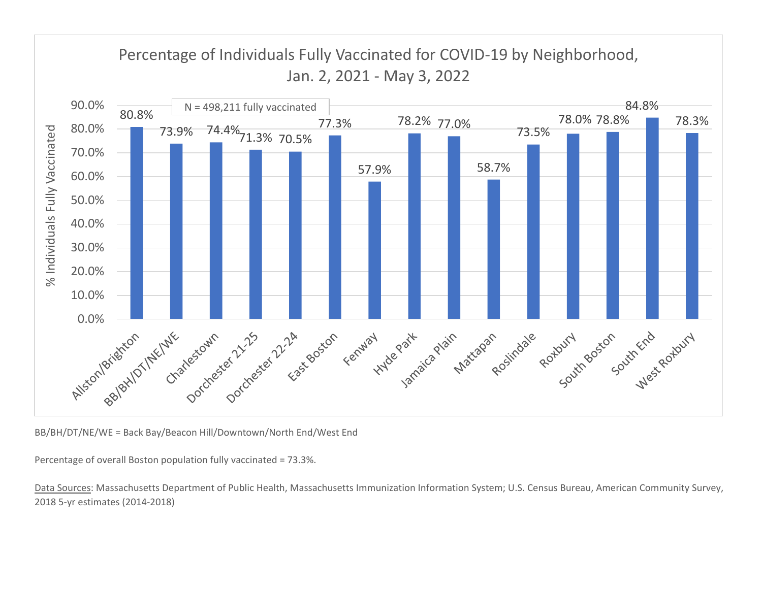**Percentage of Individuals Fully Vaccinated for COVID-19 by Neighborhood, Jan. 2, 2021 - May 3, 2022**

N = 498,211 fully vaccinated

| Neighborhood | % Individuals Fully Vaccinated |
|---|---|
| Allston/Brighton | 80.8% |
| BB/BH/DT/NE/WE | 73.9% |
| Charlestown | 74.4% |
| Dorchester 21-25 | 71.3% |
| Dorchester 22-24 | 70.5% |
| East Boston | 77.3% |
| Fenway | 57.9% |
| Hyde Park | 78.2% |
| Jamaica Plain | 77.0% |
| Mattapan | 58.7% |
| Roslindale | 73.5% |
| Roxbury | 78.0% |
| South Boston | 78.8% |
| South End | 84.8% |
| West Roxbury | 78.3% |

BB/BH/DT/NE/WE = Back Bay/Beacon Hill/Downtown/North End/West End

Percentage of overall Boston population fully vaccinated = 73.3%.

Data Sources: Massachusetts Department of Public Health, Massachusetts Immunization Information System; U.S. Census Bureau, American Community Survey, 2018 5-yr estimates (2014-2018)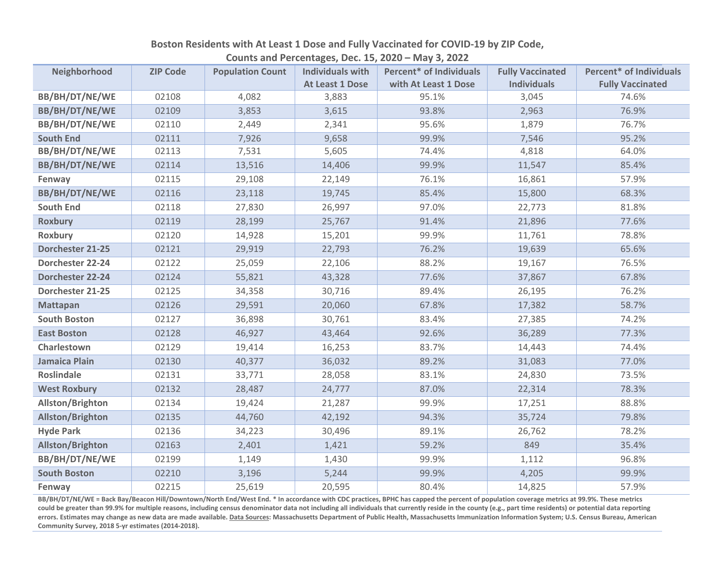## Boston Residents with At Least 1 Dose and Fully Vaccinated for COVID-19 by ZIP Code, Counts and Percentages, Dec. 15, 2020 – May 3, 2022

| Neighborhood | ZIP Code | Population Count | Individuals with At Least 1 Dose | Percent* of Individuals with At Least 1 Dose | Fully Vaccinated Individuals | Percent* of Individuals Fully Vaccinated |
|---|---|---|---|---|---|---|
| BB/BH/DT/NE/WE | 02108 | 4,082 | 3,883 | 95.1% | 3,045 | 74.6% |
| BB/BH/DT/NE/WE | 02109 | 3,853 | 3,615 | 93.8% | 2,963 | 76.9% |
| BB/BH/DT/NE/WE | 02110 | 2,449 | 2,341 | 95.6% | 1,879 | 76.7% |
| South End | 02111 | 7,926 | 9,658 | 99.9% | 7,546 | 95.2% |
| BB/BH/DT/NE/WE | 02113 | 7,531 | 5,605 | 74.4% | 4,818 | 64.0% |
| BB/BH/DT/NE/WE | 02114 | 13,516 | 14,406 | 99.9% | 11,547 | 85.4% |
| Fenway | 02115 | 29,108 | 22,149 | 76.1% | 16,861 | 57.9% |
| BB/BH/DT/NE/WE | 02116 | 23,118 | 19,745 | 85.4% | 15,800 | 68.3% |
| South End | 02118 | 27,830 | 26,997 | 97.0% | 22,773 | 81.8% |
| Roxbury | 02119 | 28,199 | 25,767 | 91.4% | 21,896 | 77.6% |
| Roxbury | 02120 | 14,928 | 15,201 | 99.9% | 11,761 | 78.8% |
| Dorchester 21-25 | 02121 | 29,919 | 22,793 | 76.2% | 19,639 | 65.6% |
| Dorchester 22-24 | 02122 | 25,059 | 22,106 | 88.2% | 19,167 | 76.5% |
| Dorchester 22-24 | 02124 | 55,821 | 43,328 | 77.6% | 37,867 | 67.8% |
| Dorchester 21-25 | 02125 | 34,358 | 30,716 | 89.4% | 26,195 | 76.2% |
| Mattapan | 02126 | 29,591 | 20,060 | 67.8% | 17,382 | 58.7% |
| South Boston | 02127 | 36,898 | 30,761 | 83.4% | 27,385 | 74.2% |
| East Boston | 02128 | 46,927 | 43,464 | 92.6% | 36,289 | 77.3% |
| Charlestown | 02129 | 19,414 | 16,253 | 83.7% | 14,443 | 74.4% |
| Jamaica Plain | 02130 | 40,377 | 36,032 | 89.2% | 31,083 | 77.0% |
| Roslindale | 02131 | 33,771 | 28,058 | 83.1% | 24,830 | 73.5% |
| West Roxbury | 02132 | 28,487 | 24,777 | 87.0% | 22,314 | 78.3% |
| Allston/Brighton | 02134 | 19,424 | 21,287 | 99.9% | 17,251 | 88.8% |
| Allston/Brighton | 02135 | 44,760 | 42,192 | 94.3% | 35,724 | 79.8% |
| Hyde Park | 02136 | 34,223 | 30,496 | 89.1% | 26,762 | 78.2% |
| Allston/Brighton | 02163 | 2,401 | 1,421 | 59.2% | 849 | 35.4% |
| BB/BH/DT/NE/WE | 02199 | 1,149 | 1,430 | 99.9% | 1,112 | 96.8% |
| South Boston | 02210 | 3,196 | 5,244 | 99.9% | 4,205 | 99.9% |
| Fenway | 02215 | 25,619 | 20,595 | 80.4% | 14,825 | 57.9% |

BB/BH/DT/NE/WE = Back Bay/Beacon Hill/Downtown/North End/West End. * In accordance with CDC practices, BPHC has capped the percent of population coverage metrics at 99.9%. These metrics could be greater than 99.9% for multiple reasons, including census denominator data not including all individuals that currently reside in the county (e.g., part time residents) or potential data reporting errors. Estimates may change as new data are made available. Data Sources: Massachusetts Department of Public Health, Massachusetts Immunization Information System; U.S. Census Bureau, American Community Survey, 2018 5-yr estimates (2014-2018).